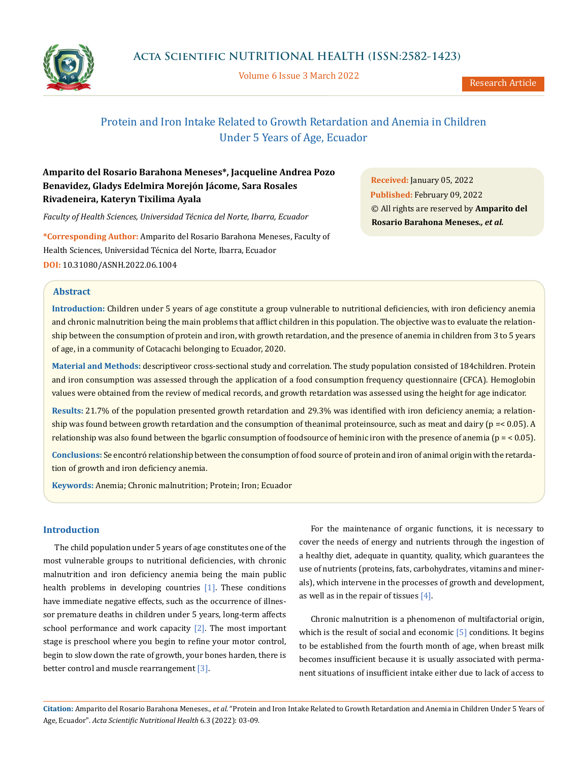# Protein and Iron Intake Related to Growth Retardation and Anemia in Children Under 5 Years of Age, Ecuador

**Amparito del Rosario Barahona Meneses\*, Jacqueline Andrea Pozo Benavidez, Gladys Edelmira Morejón Jácome, Sara Rosales Rivadeneira, Kateryn Tixilima Ayala**

*Faculty of Health Sciences, Universidad Técnica del Norte, Ibarra, Ecuador*

**\*Corresponding Author:** Amparito del Rosario Barahona Meneses, Faculty of Health Sciences, Universidad Técnica del Norte, Ibarra, Ecuador

**DOI:** 10.31080/ASNH.2022.06.1004

**Received:** January 05, 2022
**Published:** February 09, 2022
© All rights are reserved by **Amparito del Rosario Barahona Meneses.*, et al.***

## Abstract

**Introduction:** Children under 5 years of age constitute a group vulnerable to nutritional deficiencies, with iron deficiency anemia and chronic malnutrition being the main problems that afflict children in this population. The objective was to evaluate the relationship between the consumption of protein and iron, with growth retardation, and the presence of anemia in children from 3 to 5 years of age, in a community of Cotacachi belonging to Ecuador, 2020.

**Material and Methods:** descriptiveor cross-sectional study and correlation. The study population consisted of 184children. Protein and iron consumption was assessed through the application of a food consumption frequency questionnaire (CFCA). Hemoglobin values were obtained from the review of medical records, and growth retardation was assessed using the height for age indicator.

**Results:** 21.7% of the population presented growth retardation and 29.3% was identified with iron deficiency anemia; a relationship was found between growth retardation and the consumption of theanimal proteinsource, such as meat and dairy ($p =< 0.05$). A relationship was also found between the bgarlic consumption of foodsource of heminic iron with the presence of anemia ($p = < 0.05$).

**Conclusions:** Se encontró relationship between the consumption of food source of protein and iron of animal origin with the retardation of growth and iron deficiency anemia.

**Keywords:** Anemia; Chronic malnutrition; Protein; Iron; Ecuador

## Introduction

The child population under 5 years of age constitutes one of the most vulnerable groups to nutritional deficiencies, with chronic malnutrition and iron deficiency anemia being the main public health problems in developing countries [1]. These conditions have immediate negative effects, such as the occurrence of illnessor premature deaths in children under 5 years, long-term affects school performance and work capacity [2]. The most important stage is preschool where you begin to refine your motor control, begin to slow down the rate of growth, your bones harden, there is better control and muscle rearrangement [3].

For the maintenance of organic functions, it is necessary to cover the needs of energy and nutrients through the ingestion of a healthy diet, adequate in quantity, quality, which guarantees the use of nutrients (proteins, fats, carbohydrates, vitamins and minerals), which intervene in the processes of growth and development, as well as in the repair of tissues [4].

Chronic malnutrition is a phenomenon of multifactorial origin, which is the result of social and economic [5] conditions. It begins to be established from the fourth month of age, when breast milk becomes insufficient because it is usually associated with permanent situations of insufficient intake either due to lack of access to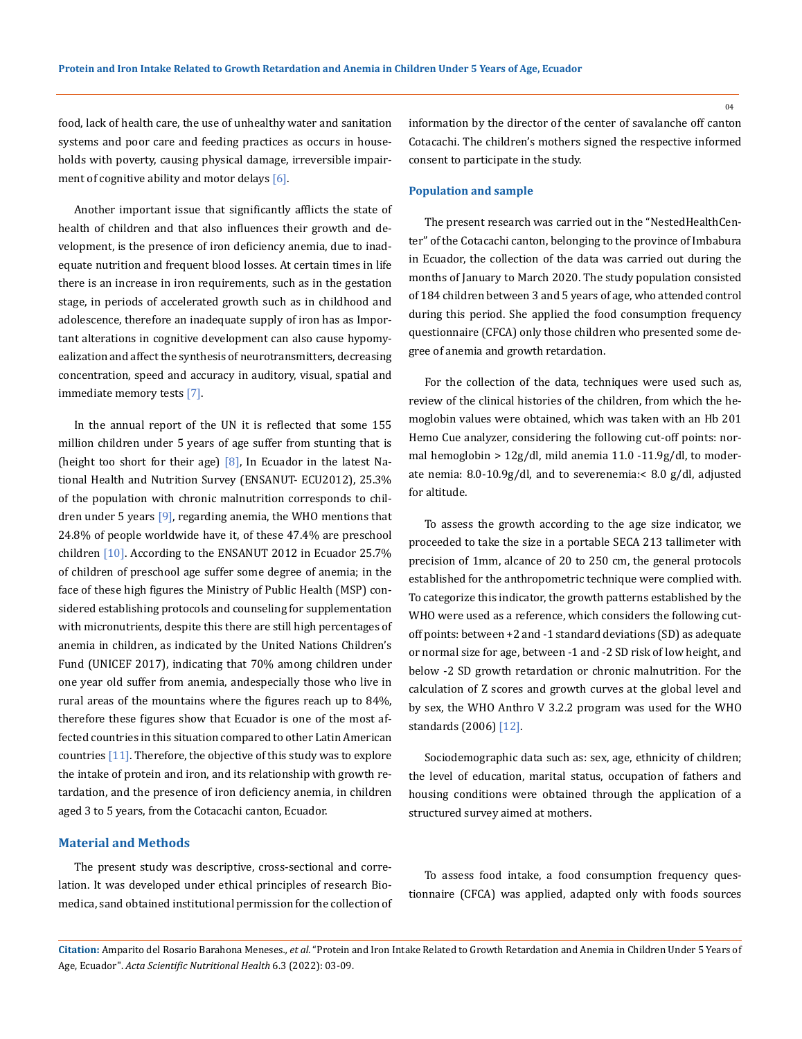food, lack of health care, the use of unhealthy water and sanitation systems and poor care and feeding practices as occurs in households with poverty, causing physical damage, irreversible impairment of cognitive ability and motor delays [6].

Another important issue that significantly afflicts the state of health of children and that also influences their growth and development, is the presence of iron deficiency anemia, due to inadequate nutrition and frequent blood losses. At certain times in life there is an increase in iron requirements, such as in the gestation stage, in periods of accelerated growth such as in childhood and adolescence, therefore an inadequate supply of iron has as Important alterations in cognitive development can also cause hypomyealization and affect the synthesis of neurotransmitters, decreasing concentration, speed and accuracy in auditory, visual, spatial and immediate memory tests [7].

In the annual report of the UN it is reflected that some 155 million children under 5 years of age suffer from stunting that is (height too short for their age) [8], In Ecuador in the latest National Health and Nutrition Survey (ENSANUT- ECU2012), 25.3% of the population with chronic malnutrition corresponds to children under 5 years [9], regarding anemia, the WHO mentions that 24.8% of people worldwide have it, of these 47.4% are preschool children [10]. According to the ENSANUT 2012 in Ecuador 25.7% of children of preschool age suffer some degree of anemia; in the face of these high figures the Ministry of Public Health (MSP) considered establishing protocols and counseling for supplementation with micronutrients, despite this there are still high percentages of anemia in children, as indicated by the United Nations Children's Fund (UNICEF 2017), indicating that 70% among children under one year old suffer from anemia, andespecially those who live in rural areas of the mountains where the figures reach up to 84%, therefore these figures show that Ecuador is one of the most affected countries in this situation compared to other Latin American countries [11]. Therefore, the objective of this study was to explore the intake of protein and iron, and its relationship with growth retardation, and the presence of iron deficiency anemia, in children aged 3 to 5 years, from the Cotacachi canton, Ecuador.

## Material and Methods

The present study was descriptive, cross-sectional and correlation. It was developed under ethical principles of research Biomedica, sand obtained institutional permission for the collection of information by the director of the center of savalanche off canton Cotacachi. The children's mothers signed the respective informed consent to participate in the study.

### Population and sample

The present research was carried out in the "NestedHealthCenter" of the Cotacachi canton, belonging to the province of Imbabura in Ecuador, the collection of the data was carried out during the months of January to March 2020. The study population consisted of 184 children between 3 and 5 years of age, who attended control during this period. She applied the food consumption frequency questionnaire (CFCA) only those children who presented some degree of anemia and growth retardation.

For the collection of the data, techniques were used such as, review of the clinical histories of the children, from which the hemoglobin values were obtained, which was taken with an Hb 201 Hemo Cue analyzer, considering the following cut-off points: normal hemoglobin > 12g/dl, mild anemia 11.0 -11.9g/dl, to moderate nemia: 8.0-10.9g/dl, and to severenemia:< 8.0 g/dl, adjusted for altitude.

To assess the growth according to the age size indicator, we proceeded to take the size in a portable SECA 213 tallimeter with precision of 1mm, alcance of 20 to 250 cm, the general protocols established for the anthropometric technique were complied with. To categorize this indicator, the growth patterns established by the WHO were used as a reference, which considers the following cut-off points: between +2 and -1 standard deviations (SD) as adequate or normal size for age, between -1 and -2 SD risk of low height, and below -2 SD growth retardation or chronic malnutrition. For the calculation of Z scores and growth curves at the global level and by sex, the WHO Anthro V 3.2.2 program was used for the WHO standards (2006) [12].

Sociodemographic data such as: sex, age, ethnicity of children; the level of education, marital status, occupation of fathers and housing conditions were obtained through the application of a structured survey aimed at mothers.

To assess food intake, a food consumption frequency questionnaire (CFCA) was applied, adapted only with foods sources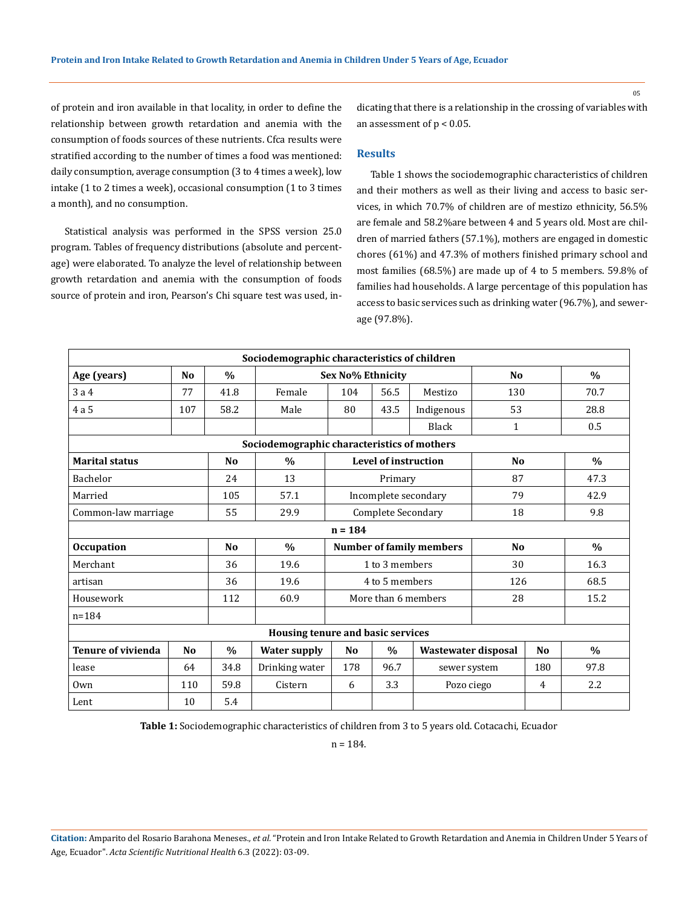of protein and iron available in that locality, in order to define the relationship between growth retardation and anemia with the consumption of foods sources of these nutrients. Cfca results were stratified according to the number of times a food was mentioned: daily consumption, average consumption (3 to 4 times a week), low intake (1 to 2 times a week), occasional consumption (1 to 3 times a month), and no consumption.

Statistical analysis was performed in the SPSS version 25.0 program. Tables of frequency distributions (absolute and percentage) were elaborated. To analyze the level of relationship between growth retardation and anemia with the consumption of foods source of protein and iron, Pearson's Chi square test was used, indicating that there is a relationship in the crossing of variables with an assessment of $p < 0.05$.

## Results

Table 1 shows the sociodemographic characteristics of children and their mothers as well as their living and access to basic services, in which 70.7% of children are of mestizo ethnicity, 56.5% are female and 58.2%are between 4 and 5 years old. Most are children of married fathers (57.1%), mothers are engaged in domestic chores (61%) and 47.3% of mothers finished primary school and most families (68.5%) are made up of 4 to 5 members. 59.8% of families had households. A large percentage of this population has access to basic services such as drinking water (96.7%), and sewerage (97.8%).

| **Sociodemographic characteristics of children** | | | | | | | | |
|---|---|---|---|---|---|---|---|---|
| **Age (years)** | **No** | **%** | **Sex No% Ethnicity** | | | | **No** | **%** |
| 3 a 4 | 77 | 41.8 | Female | 104 | 56.5 | Mestizo | 130 | 70.7 |
| 4 a 5 | 107 | 58.2 | Male | 80 | 43.5 | Indigenous | 53 | 28.8 |
| | | | | | | Black | 1 | 0.5 |
| **Sociodemographic characteristics of mothers** | | | | | | | | |
| **Marital status** | | **No** | **%** | **Level of instruction** | | | **No** | **%** |
| Bachelor | | 24 | 13 | Primary | | | 87 | 47.3 |
| Married | | 105 | 57.1 | Incomplete secondary | | | 79 | 42.9 |
| Common-law marriage | | 55 | 29.9 | Complete Secondary | | | 18 | 9.8 |
| **n = 184** | | | | | | | | |
| **Occupation** | | **No** | **%** | **Number of family members** | | | **No** | **%** |
| Merchant | | 36 | 19.6 | 1 to 3 members | | | 30 | 16.3 |
| artisan | | 36 | 19.6 | 4 to 5 members | | | 126 | 68.5 |
| Housework | | 112 | 60.9 | More than 6 members | | | 28 | 15.2 |
| n=184 | | | | | | | | |
| **Housing tenure and basic services** | | | | | | | | |
| **Tenure of vivienda** | **No** | **%** | **Water supply** | **No** | **%** | **Wastewater disposal** | **No** | **%** |
| lease | 64 | 34.8 | Drinking water | 178 | 96.7 | sewer system | 180 | 97.8 |
| Own | 110 | 59.8 | Cistern | 6 | 3.3 | Pozo ciego | 4 | 2.2 |
| Lent | 10 | 5.4 | | | | | | |

**Table 1:** Sociodemographic characteristics of children from 3 to 5 years old. Cotacachi, Ecuador

n = 184.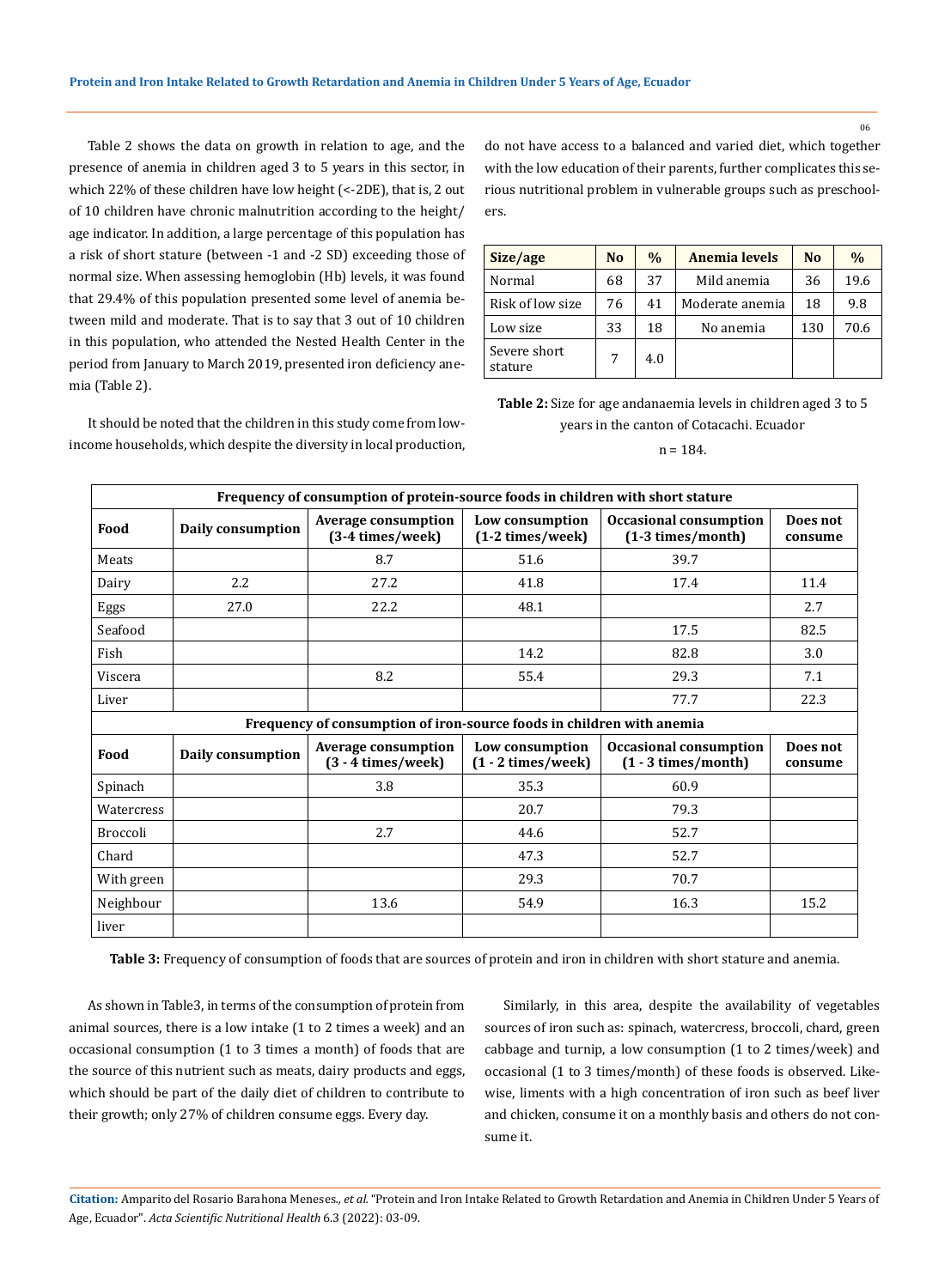Table 2 shows the data on growth in relation to age, and the presence of anemia in children aged 3 to 5 years in this sector, in which 22% of these children have low height (<-2DE), that is, 2 out of 10 children have chronic malnutrition according to the height/age indicator. In addition, a large percentage of this population has a risk of short stature (between -1 and -2 SD) exceeding those of normal size. When assessing hemoglobin (Hb) levels, it was found that 29.4% of this population presented some level of anemia between mild and moderate. That is to say that 3 out of 10 children in this population, who attended the Nested Health Center in the period from January to March 2019, presented iron deficiency anemia (Table 2).

It should be noted that the children in this study come from low-income households, which despite the diversity in local production, do not have access to a balanced and varied diet, which together with the low education of their parents, further complicates this serious nutritional problem in vulnerable groups such as preschoolers.

| Size/age | No | % | Anemia levels | No | % |
|---|---|---|---|---|---|
| Normal | 68 | 37 | Mild anemia | 36 | 19.6 |
| Risk of low size | 76 | 41 | Moderate anemia | 18 | 9.8 |
| Low size | 33 | 18 | No anemia | 130 | 70.6 |
| Severe short stature | 7 | 4.0 | | | |

**Table 2:** Size for age andanaemia levels in children aged 3 to 5 years in the canton of Cotacachi. Ecuador

n = 184.

| Frequency of consumption of protein-source foods in children with short stature | | | | | |
|---|---|---|---|---|---|
| **Food** | **Daily consumption** | **Average consumption (3-4 times/week)** | **Low consumption (1-2 times/week)** | **Occasional consumption (1-3 times/month)** | **Does not consume** |
| Meats | | 8.7 | 51.6 | 39.7 | |
| Dairy | 2.2 | 27.2 | 41.8 | 17.4 | 11.4 |
| Eggs | 27.0 | 22.2 | 48.1 | | 2.7 |
| Seafood | | | | 17.5 | 82.5 |
| Fish | | | 14.2 | 82.8 | 3.0 |
| Viscera | | 8.2 | 55.4 | 29.3 | 7.1 |
| Liver | | | | 77.7 | 22.3 |
| **Frequency of consumption of iron-source foods in children with anemia** | | | | | |
| **Food** | **Daily consumption** | **Average consumption (3 - 4 times/week)** | **Low consumption (1 - 2 times/week)** | **Occasional consumption (1 - 3 times/month)** | **Does not consume** |
| Spinach | | 3.8 | 35.3 | 60.9 | |
| Watercress | | | 20.7 | 79.3 | |
| Broccoli | | 2.7 | 44.6 | 52.7 | |
| Chard | | | 47.3 | 52.7 | |
| With green | | | 29.3 | 70.7 | |
| Neighbour | | 13.6 | 54.9 | 16.3 | 15.2 |
| liver | | | | | |

**Table 3:** Frequency of consumption of foods that are sources of protein and iron in children with short stature and anemia.

As shown in Table3, in terms of the consumption of protein from animal sources, there is a low intake (1 to 2 times a week) and an occasional consumption (1 to 3 times a month) of foods that are the source of this nutrient such as meats, dairy products and eggs, which should be part of the daily diet of children to contribute to their growth; only 27% of children consume eggs. Every day.

Similarly, in this area, despite the availability of vegetables sources of iron such as: spinach, watercress, broccoli, chard, green cabbage and turnip, a low consumption (1 to 2 times/week) and occasional (1 to 3 times/month) of these foods is observed. Likewise, liments with a high concentration of iron such as beef liver and chicken, consume it on a monthly basis and others do not consume it.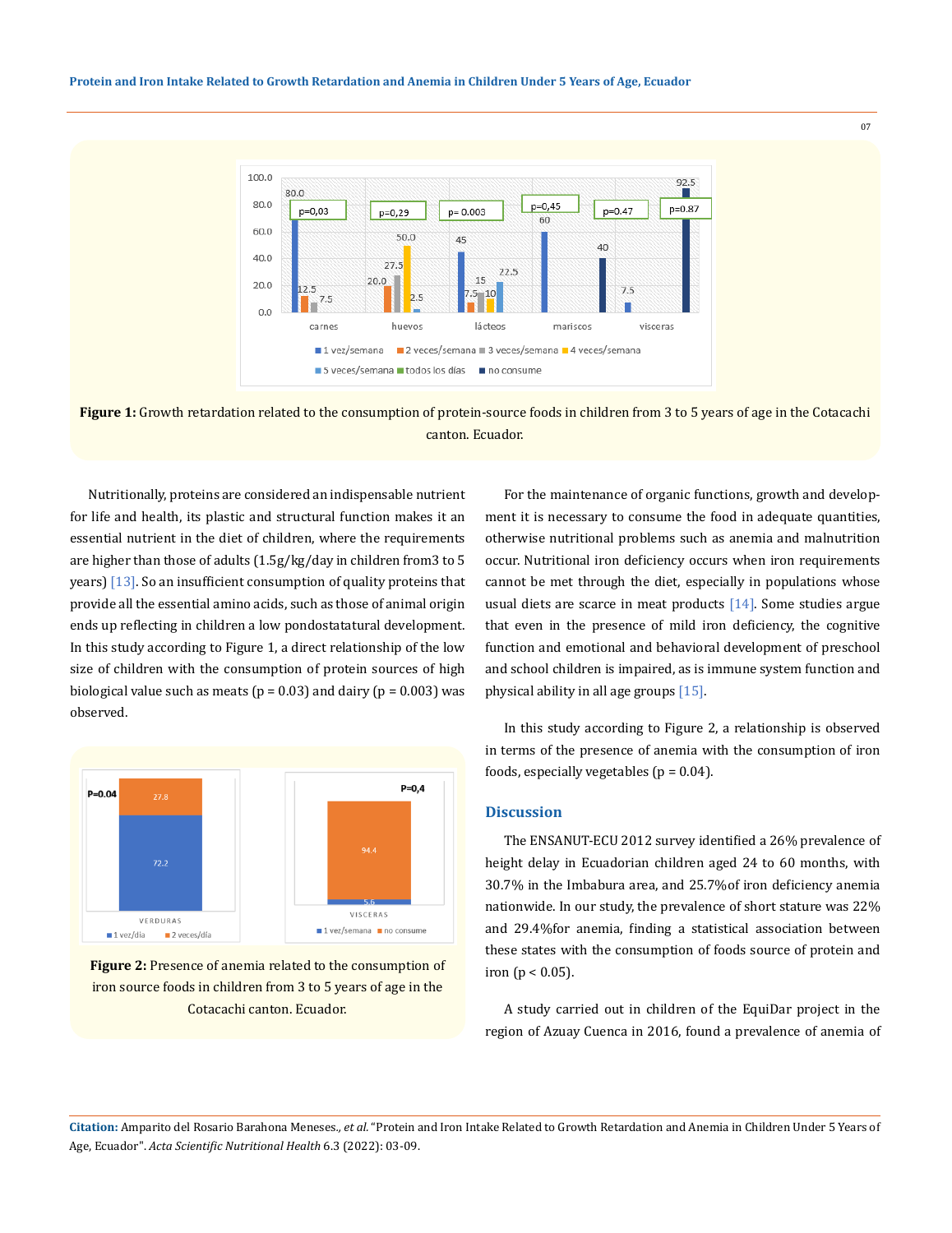**Figure 1:** Growth retardation related to the consumption of protein-source foods in children from 3 to 5 years of age in the Cotacachi canton. Ecuador.

Nutritionally, proteins are considered an indispensable nutrient for life and health, its plastic and structural function makes it an essential nutrient in the diet of children, where the requirements are higher than those of adults (1.5g/kg/day in children from3 to 5 years) [13]. So an insufficient consumption of quality proteins that provide all the essential amino acids, such as those of animal origin ends up reflecting in children a low pondostatatural development. In this study according to Figure 1, a direct relationship of the low size of children with the consumption of protein sources of high biological value such as meats ($p = 0.03$) and dairy ($p = 0.003$) was observed.

**Figure 2:** Presence of anemia related to the consumption of iron source foods in children from 3 to 5 years of age in the Cotacachi canton. Ecuador.

For the maintenance of organic functions, growth and development it is necessary to consume the food in adequate quantities, otherwise nutritional problems such as anemia and malnutrition occur. Nutritional iron deficiency occurs when iron requirements cannot be met through the diet, especially in populations whose usual diets are scarce in meat products [14]. Some studies argue that even in the presence of mild iron deficiency, the cognitive function and emotional and behavioral development of preschool and school children is impaired, as is immune system function and physical ability in all age groups [15].

In this study according to Figure 2, a relationship is observed in terms of the presence of anemia with the consumption of iron foods, especially vegetables ($p = 0.04$).

## Discussion

The ENSANUT-ECU 2012 survey identified a 26% prevalence of height delay in Ecuadorian children aged 24 to 60 months, with 30.7% in the Imbabura area, and 25.7%of iron deficiency anemia nationwide. In our study, the prevalence of short stature was 22% and 29.4%for anemia, finding a statistical association between these states with the consumption of foods source of protein and iron ($p < 0.05$).

A study carried out in children of the EquiDar project in the region of Azuay Cuenca in 2016, found a prevalence of anemia of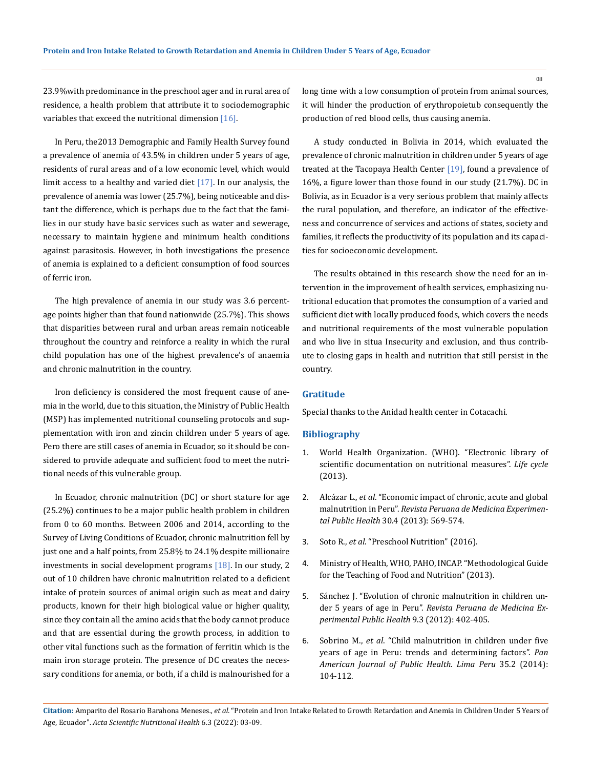23.9%with predominance in the preschool ager and in rural area of residence, a health problem that attribute it to sociodemographic variables that exceed the nutritional dimension [16].

In Peru, the2013 Demographic and Family Health Survey found a prevalence of anemia of 43.5% in children under 5 years of age, residents of rural areas and of a low economic level, which would limit access to a healthy and varied diet [17]. In our analysis, the prevalence of anemia was lower (25.7%), being noticeable and distant the difference, which is perhaps due to the fact that the families in our study have basic services such as water and sewerage, necessary to maintain hygiene and minimum health conditions against parasitosis. However, in both investigations the presence of anemia is explained to a deficient consumption of food sources of ferric iron.

The high prevalence of anemia in our study was 3.6 percentage points higher than that found nationwide (25.7%). This shows that disparities between rural and urban areas remain noticeable throughout the country and reinforce a reality in which the rural child population has one of the highest prevalence's of anaemia and chronic malnutrition in the country.

Iron deficiency is considered the most frequent cause of anemia in the world, due to this situation, the Ministry of Public Health (MSP) has implemented nutritional counseling protocols and supplementation with iron and zincin children under 5 years of age. Pero there are still cases of anemia in Ecuador, so it should be considered to provide adequate and sufficient food to meet the nutritional needs of this vulnerable group.

In Ecuador, chronic malnutrition (DC) or short stature for age (25.2%) continues to be a major public health problem in children from 0 to 60 months. Between 2006 and 2014, according to the Survey of Living Conditions of Ecuador, chronic malnutrition fell by just one and a half points, from 25.8% to 24.1% despite millionaire investments in social development programs [18]. In our study, 2 out of 10 children have chronic malnutrition related to a deficient intake of protein sources of animal origin such as meat and dairy products, known for their high biological value or higher quality, since they contain all the amino acids that the body cannot produce and that are essential during the growth process, in addition to other vital functions such as the formation of ferritin which is the main iron storage protein. The presence of DC creates the necessary conditions for anemia, or both, if a child is malnourished for a long time with a low consumption of protein from animal sources, it will hinder the production of erythropoietub consequently the production of red blood cells, thus causing anemia.

A study conducted in Bolivia in 2014, which evaluated the prevalence of chronic malnutrition in children under 5 years of age treated at the Tacopaya Health Center [19], found a prevalence of 16%, a figure lower than those found in our study (21.7%). DC in Bolivia, as in Ecuador is a very serious problem that mainly affects the rural population, and therefore, an indicator of the effectiveness and concurrence of services and actions of states, society and families, it reflects the productivity of its population and its capacities for socioeconomic development.

The results obtained in this research show the need for an intervention in the improvement of health services, emphasizing nutritional education that promotes the consumption of a varied and sufficient diet with locally produced foods, which covers the needs and nutritional requirements of the most vulnerable population and who live in situa Insecurity and exclusion, and thus contribute to closing gaps in health and nutrition that still persist in the country.

## Gratitude

Special thanks to the Anidad health center in Cotacachi.

## Bibliography

1. World Health Organization. (WHO). "Electronic library of scientific documentation on nutritional measures". *Life cycle* (2013).
2. Alcázar L., *et al*. "Economic impact of chronic, acute and global malnutrition in Peru". *Revista Peruana de Medicina Experimental Public Health* 30.4 (2013): 569-574.
3. Soto R., *et al*. "Preschool Nutrition" (2016).
4. Ministry of Health, WHO, PAHO, INCAP. "Methodological Guide for the Teaching of Food and Nutrition" (2013).
5. Sánchez J. "Evolution of chronic malnutrition in children under 5 years of age in Peru". *Revista Peruana de Medicina Experimental Public Health* 9.3 (2012): 402-405.
6. Sobrino M., *et al*. "Child malnutrition in children under five years of age in Peru: trends and determining factors". *Pan American Journal of Public Health. Lima Peru* 35.2 (2014): 104-112.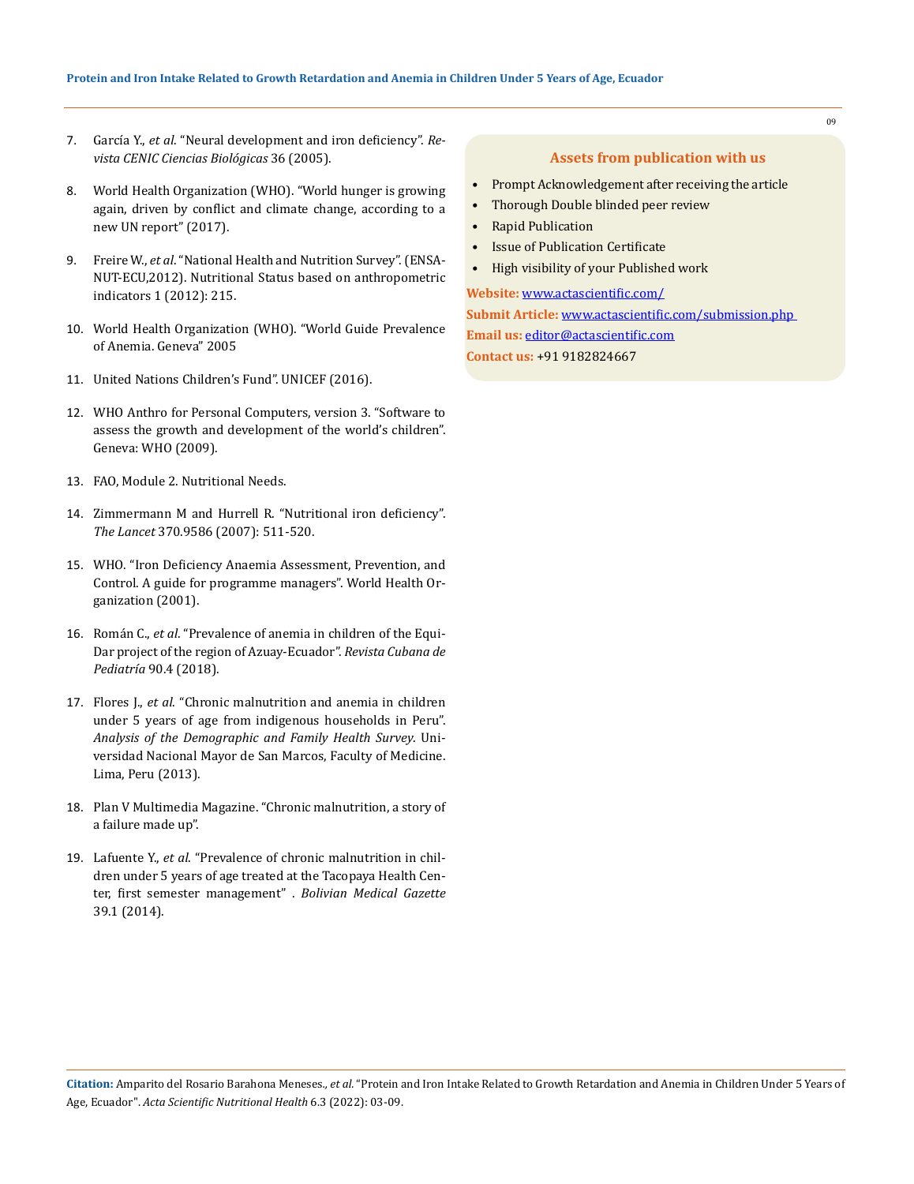7. García Y., *et al*. "Neural development and iron deficiency". *Revista CENIC Ciencias Biológicas* 36 (2005).

8. World Health Organization (WHO). "World hunger is growing again, driven by conflict and climate change, according to a new UN report" (2017).

9. Freire W., *et al*. "National Health and Nutrition Survey". (ENSANUT-ECU,2012). Nutritional Status based on anthropometric indicators 1 (2012): 215.

10. World Health Organization (WHO). "World Guide Prevalence of Anemia. Geneva" 2005

11. United Nations Children's Fund". UNICEF (2016).

12. WHO Anthro for Personal Computers, version 3. "Software to assess the growth and development of the world's children". Geneva: WHO (2009).

13. FAO, Module 2. Nutritional Needs.

14. Zimmermann M and Hurrell R. "Nutritional iron deficiency". *The Lancet* 370.9586 (2007): 511-520.

15. WHO. "Iron Deficiency Anaemia Assessment, Prevention, and Control. A guide for programme managers". World Health Organization (2001).

16. Román C., *et al*. "Prevalence of anemia in children of the Equi-Dar project of the region of Azuay-Ecuador". *Revista Cubana de Pediatría* 90.4 (2018).

17. Flores J., *et al*. "Chronic malnutrition and anemia in children under 5 years of age from indigenous households in Peru". *Analysis of the Demographic and Family Health Survey*. Universidad Nacional Mayor de San Marcos, Faculty of Medicine. Lima, Peru (2013).

18. Plan V Multimedia Magazine. "Chronic malnutrition, a story of a failure made up".

19. Lafuente Y., *et al*. "Prevalence of chronic malnutrition in children under 5 years of age treated at the Tacopaya Health Center, first semester management" . *Bolivian Medical Gazette* 39.1 (2014).

**Assets from publication with us**

- Prompt Acknowledgement after receiving the article
- Thorough Double blinded peer review
- Rapid Publication
- Issue of Publication Certificate
- High visibility of your Published work

**Website:** www.actascientific.com/
**Submit Article:** www.actascientific.com/submission.php
**Email us:** editor@actascientific.com
**Contact us:** +91 9182824667